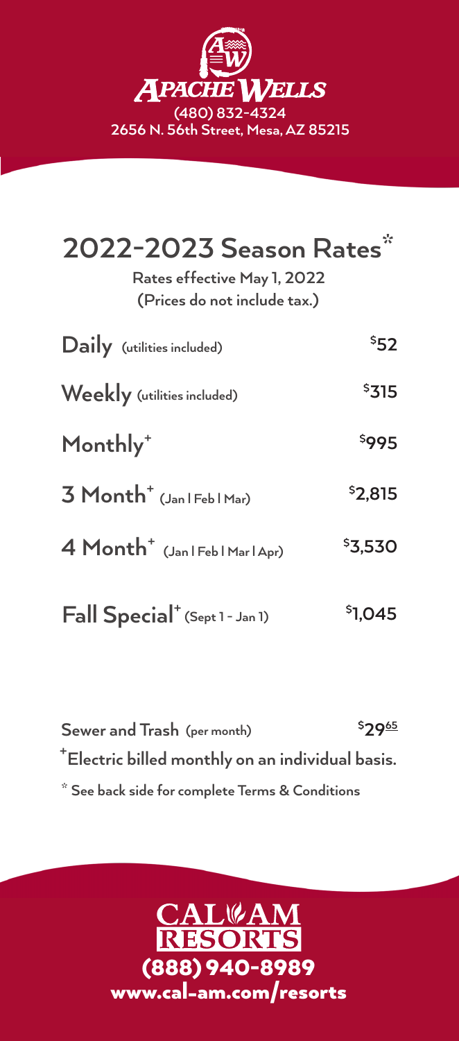# Apache Wells

(480) 832-4324
2656 N. 56th Street, Mesa, AZ 85215

## 2022-2023 Season Rates*

Rates effective May 1, 2022
(Prices do not include tax.)

| | |
|---|---|
| **Daily** (utilities included) | $52 |
| **Weekly** (utilities included) | $315 |
| **Monthly**+ | $995 |
| **3 Month**+ (Jan \| Feb \| Mar) | $2,815 |
| **4 Month**+ (Jan \| Feb \| Mar \| Apr) | $3,530 |
| **Fall Special**+ (Sept 1 - Jan 1) | $1,045 |

**Sewer and Trash** (per month) $29.65

+Electric billed monthly on an individual basis.

* See back side for complete Terms & Conditions

**CAL-AM RESORTS**
(888) 940-8989
www.cal-am.com/resorts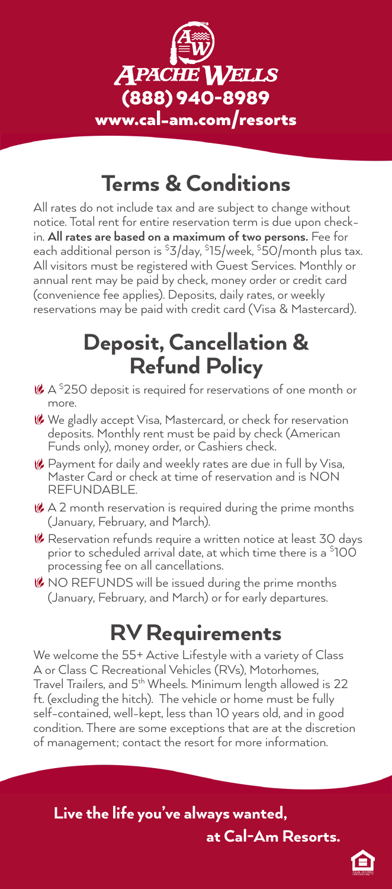# Apache Wells

(888) 940-8989

www.cal-am.com/resorts

## Terms & Conditions

All rates do not include tax and are subject to change without notice. Total rent for entire reservation term is due upon check-in. **All rates are based on a maximum of two persons.** Fee for each additional person is $3/day, $15/week, $50/month plus tax. All visitors must be registered with Guest Services. Monthly or annual rent may be paid by check, money order or credit card (convenience fee applies). Deposits, daily rates, or weekly reservations may be paid with credit card (Visa & Mastercard).

## Deposit, Cancellation & Refund Policy

- A $250 deposit is required for reservations of one month or more.
- We gladly accept Visa, Mastercard, or check for reservation deposits. Monthly rent must be paid by check (American Funds only), money order, or Cashiers check.
- Payment for daily and weekly rates are due in full by Visa, Master Card or check at time of reservation and is NON REFUNDABLE.
- A 2 month reservation is required during the prime months (January, February, and March).
- Reservation refunds require a written notice at least 30 days prior to scheduled arrival date, at which time there is a $100 processing fee on all cancellations.
- NO REFUNDS will be issued during the prime months (January, February, and March) or for early departures.

## RV Requirements

We welcome the 55+ Active Lifestyle with a variety of Class A or Class C Recreational Vehicles (RVs), Motorhomes, Travel Trailers, and 5th Wheels. Minimum length allowed is 22 ft. (excluding the hitch). The vehicle or home must be fully self-contained, well-kept, less than 10 years old, and in good condition. There are some exceptions that are at the discretion of management; contact the resort for more information.

**Live the life you've always wanted, at Cal-Am Resorts.**